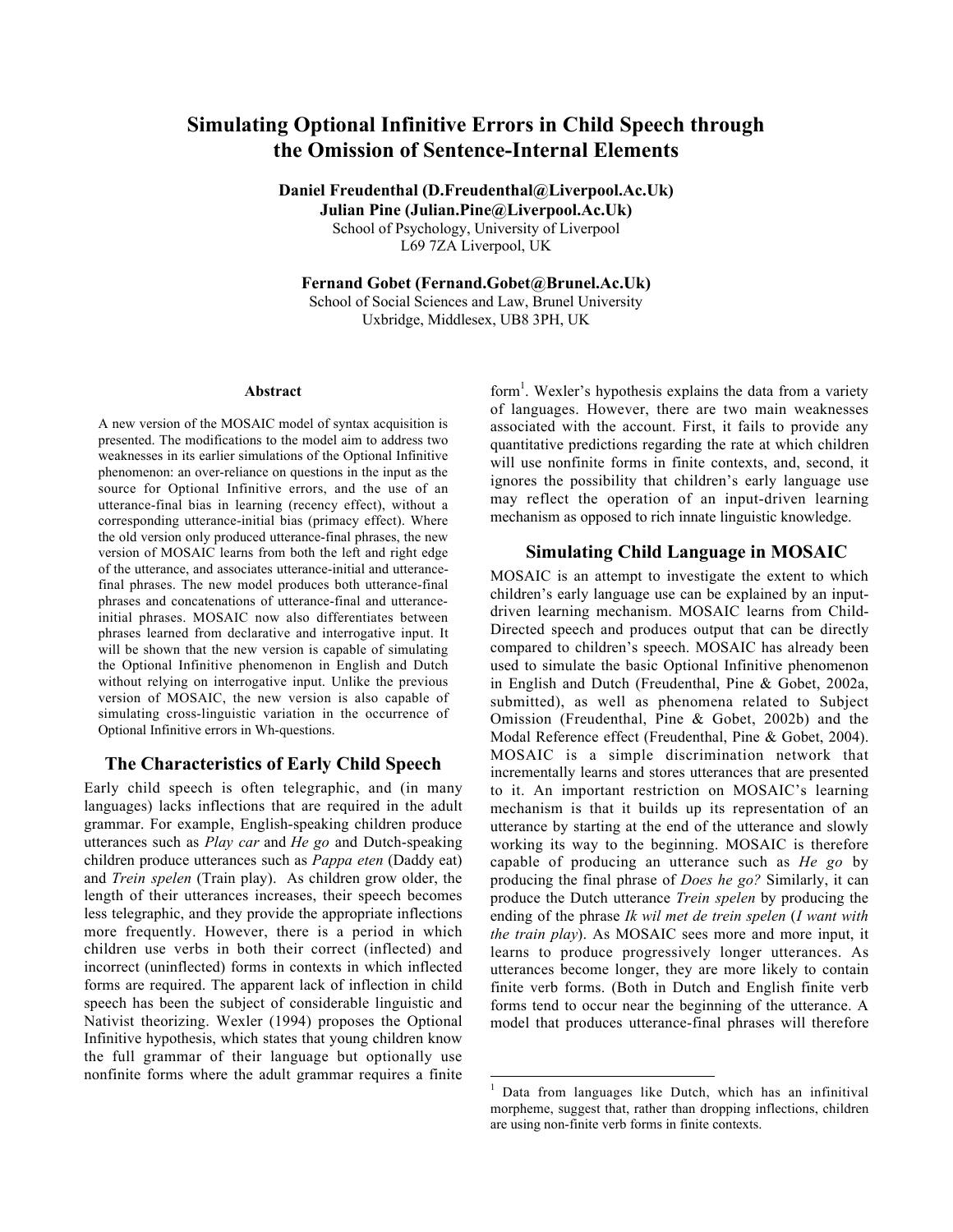# Simulating Optional Infinitive Errors in Child Speech through the Omission of Sentence-Internal Elements

**Daniel Freudenthal (D.Freudenthal@Liverpool.Ac.Uk)**
**Julian Pine (Julian.Pine@Liverpool.Ac.Uk)**
School of Psychology, University of Liverpool
L69 7ZA Liverpool, UK

**Fernand Gobet (Fernand.Gobet@Brunel.Ac.Uk)**
School of Social Sciences and Law, Brunel University
Uxbridge, Middlesex, UB8 3PH, UK

### Abstract

A new version of the MOSAIC model of syntax acquisition is presented. The modifications to the model aim to address two weaknesses in its earlier simulations of the Optional Infinitive phenomenon: an over-reliance on questions in the input as the source for Optional Infinitive errors, and the use of an utterance-final bias in learning (recency effect), without a corresponding utterance-initial bias (primacy effect). Where the old version only produced utterance-final phrases, the new version of MOSAIC learns from both the left and right edge of the utterance, and associates utterance-initial and utterance-final phrases. The new model produces both utterance-final phrases and concatenations of utterance-final and utterance-initial phrases. MOSAIC now also differentiates between phrases learned from declarative and interrogative input. It will be shown that the new version is capable of simulating the Optional Infinitive phenomenon in English and Dutch without relying on interrogative input. Unlike the previous version of MOSAIC, the new version is also capable of simulating cross-linguistic variation in the occurrence of Optional Infinitive errors in Wh-questions.

## The Characteristics of Early Child Speech

Early child speech is often telegraphic, and (in many languages) lacks inflections that are required in the adult grammar. For example, English-speaking children produce utterances such as *Play car* and *He go* and Dutch-speaking children produce utterances such as *Pappa eten* (Daddy eat) and *Trein spelen* (Train play). As children grow older, the length of their utterances increases, their speech becomes less telegraphic, and they provide the appropriate inflections more frequently. However, there is a period in which children use verbs in both their correct (inflected) and incorrect (uninflected) forms in contexts in which inflected forms are required. The apparent lack of inflection in child speech has been the subject of considerable linguistic and Nativist theorizing. Wexler (1994) proposes the Optional Infinitive hypothesis, which states that young children know the full grammar of their language but optionally use nonfinite forms where the adult grammar requires a finite form[1]. Wexler's hypothesis explains the data from a variety of languages. However, there are two main weaknesses associated with the account. First, it fails to provide any quantitative predictions regarding the rate at which children will use nonfinite forms in finite contexts, and, second, it ignores the possibility that children's early language use may reflect the operation of an input-driven learning mechanism as opposed to rich innate linguistic knowledge.

## Simulating Child Language in MOSAIC

MOSAIC is an attempt to investigate the extent to which children's early language use can be explained by an input-driven learning mechanism. MOSAIC learns from Child-Directed speech and produces output that can be directly compared to children's speech. MOSAIC has already been used to simulate the basic Optional Infinitive phenomenon in English and Dutch (Freudenthal, Pine & Gobet, 2002a, submitted), as well as phenomena related to Subject Omission (Freudenthal, Pine & Gobet, 2002b) and the Modal Reference effect (Freudenthal, Pine & Gobet, 2004). MOSAIC is a simple discrimination network that incrementally learns and stores utterances that are presented to it. An important restriction on MOSAIC's learning mechanism is that it builds up its representation of an utterance by starting at the end of the utterance and slowly working its way to the beginning. MOSAIC is therefore capable of producing an utterance such as *He go* by producing the final phrase of *Does he go?* Similarly, it can produce the Dutch utterance *Trein spelen* by producing the ending of the phrase *Ik wil met de trein spelen* (*I want with the train play*). As MOSAIC sees more and more input, it learns to produce progressively longer utterances. As utterances become longer, they are more likely to contain finite verb forms. (Both in Dutch and English finite verb forms tend to occur near the beginning of the utterance. A model that produces utterance-final phrases will therefore

---

[1] Data from languages like Dutch, which has an infinitival morpheme, suggest that, rather than dropping inflections, children are using non-finite verb forms in finite contexts.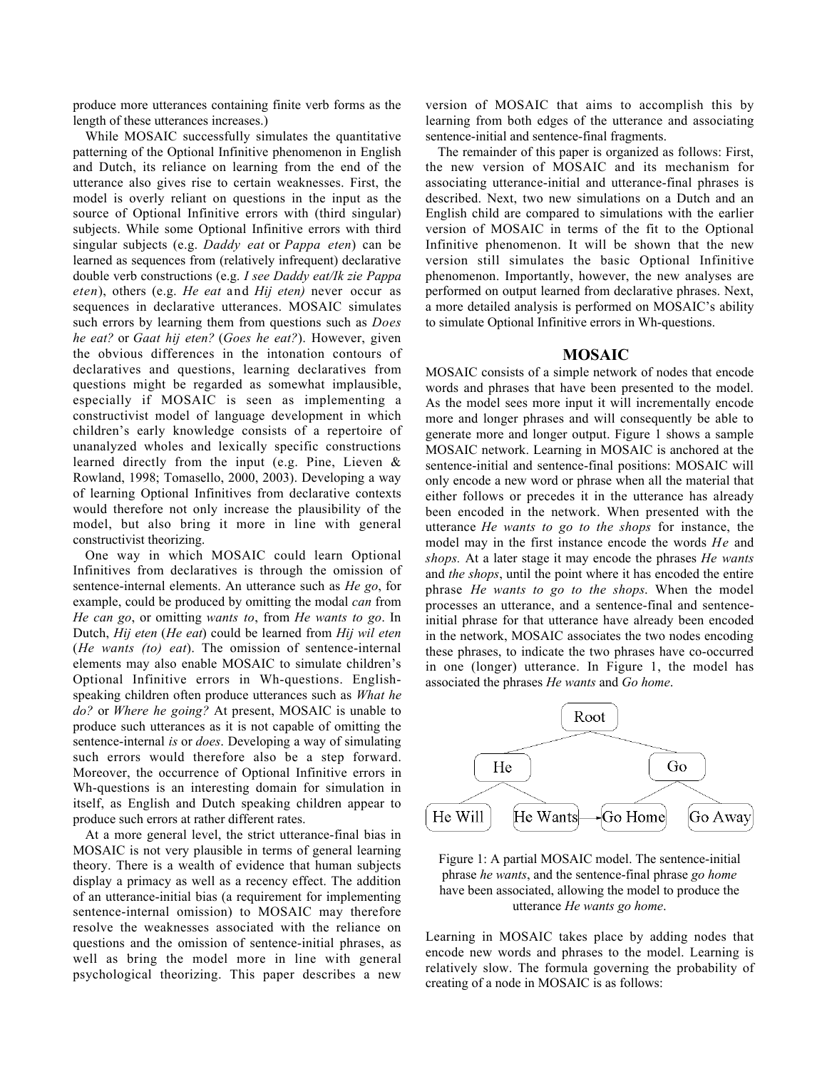produce more utterances containing finite verb forms as the length of these utterances increases.)

While MOSAIC successfully simulates the quantitative patterning of the Optional Infinitive phenomenon in English and Dutch, its reliance on learning from the end of the utterance also gives rise to certain weaknesses. First, the model is overly reliant on questions in the input as the source of Optional Infinitive errors with (third singular) subjects. While some Optional Infinitive errors with third singular subjects (e.g. *Daddy eat* or *Pappa eten*) can be learned as sequences from (relatively infrequent) declarative double verb constructions (e.g. *I see Daddy eat/Ik zie Pappa eten*), others (e.g. *He eat* and *Hij eten)* never occur as sequences in declarative utterances. MOSAIC simulates such errors by learning them from questions such as *Does he eat?* or *Gaat hij eten?* (*Goes he eat?*). However, given the obvious differences in the intonation contours of declaratives and questions, learning declaratives from questions might be regarded as somewhat implausible, especially if MOSAIC is seen as implementing a constructivist model of language development in which children's early knowledge consists of a repertoire of unanalyzed wholes and lexically specific constructions learned directly from the input (e.g. Pine, Lieven & Rowland, 1998; Tomasello, 2000, 2003). Developing a way of learning Optional Infinitives from declarative contexts would therefore not only increase the plausibility of the model, but also bring it more in line with general constructivist theorizing.

One way in which MOSAIC could learn Optional Infinitives from declaratives is through the omission of sentence-internal elements. An utterance such as *He go*, for example, could be produced by omitting the modal *can* from *He can go*, or omitting *wants to*, from *He wants to go*. In Dutch, *Hij eten* (*He eat*) could be learned from *Hij wil eten* (*He wants (to) eat*). The omission of sentence-internal elements may also enable MOSAIC to simulate children's Optional Infinitive errors in Wh-questions. English-speaking children often produce utterances such as *What he do?* or *Where he going?* At present, MOSAIC is unable to produce such utterances as it is not capable of omitting the sentence-internal *is* or *does*. Developing a way of simulating such errors would therefore also be a step forward. Moreover, the occurrence of Optional Infinitive errors in Wh-questions is an interesting domain for simulation in itself, as English and Dutch speaking children appear to produce such errors at rather different rates.

At a more general level, the strict utterance-final bias in MOSAIC is not very plausible in terms of general learning theory. There is a wealth of evidence that human subjects display a primacy as well as a recency effect. The addition of an utterance-initial bias (a requirement for implementing sentence-internal omission) to MOSAIC may therefore resolve the weaknesses associated with the reliance on questions and the omission of sentence-initial phrases, as well as bring the model more in line with general psychological theorizing. This paper describes a new version of MOSAIC that aims to accomplish this by learning from both edges of the utterance and associating sentence-initial and sentence-final fragments.

The remainder of this paper is organized as follows: First, the new version of MOSAIC and its mechanism for associating utterance-initial and utterance-final phrases is described. Next, two new simulations on a Dutch and an English child are compared to simulations with the earlier version of MOSAIC in terms of the fit to the Optional Infinitive phenomenon. It will be shown that the new version still simulates the basic Optional Infinitive phenomenon. Importantly, however, the new analyses are performed on output learned from declarative phrases. Next, a more detailed analysis is performed on MOSAIC's ability to simulate Optional Infinitive errors in Wh-questions.

## MOSAIC

MOSAIC consists of a simple network of nodes that encode words and phrases that have been presented to the model. As the model sees more input it will incrementally encode more and longer phrases and will consequently be able to generate more and longer output. Figure 1 shows a sample MOSAIC network. Learning in MOSAIC is anchored at the sentence-initial and sentence-final positions: MOSAIC will only encode a new word or phrase when all the material that either follows or precedes it in the utterance has already been encoded in the network. When presented with the utterance *He wants to go to the shops* for instance, the model may in the first instance encode the words *He* and *shops.* At a later stage it may encode the phrases *He wants* and *the shops*, until the point where it has encoded the entire phrase *He wants to go to the shops*. When the model processes an utterance, and a sentence-final and sentence-initial phrase for that utterance have already been encoded in the network, MOSAIC associates the two nodes encoding these phrases, to indicate the two phrases have co-occurred in one (longer) utterance. In Figure 1, the model has associated the phrases *He wants* and *Go home*.

Figure 1: A partial MOSAIC model. The sentence-initial phrase *he wants*, and the sentence-final phrase *go home* have been associated, allowing the model to produce the utterance *He wants go home*.

Learning in MOSAIC takes place by adding nodes that encode new words and phrases to the model. Learning is relatively slow. The formula governing the probability of creating of a node in MOSAIC is as follows: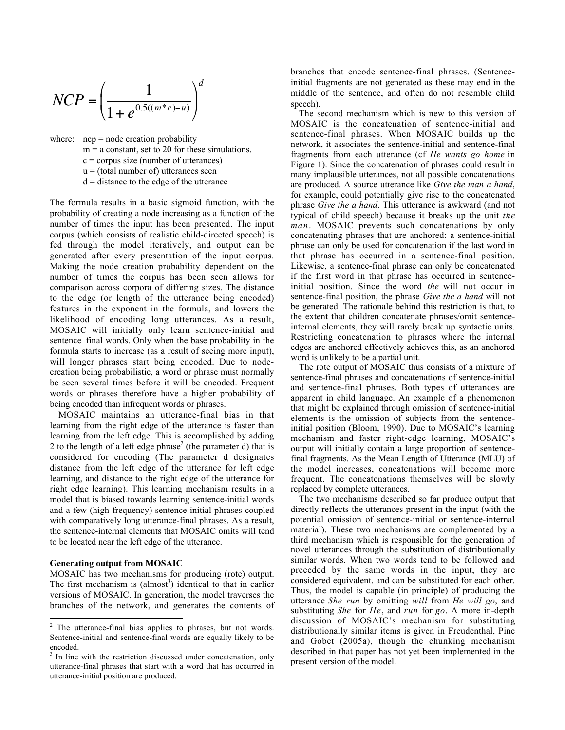$$NCP = \left( \frac{1}{1 + e^{0.5((m*c)-u)}} \right)^{d}$$

where: ncp = node creation probability
m = a constant, set to 20 for these simulations.
c = corpus size (number of utterances)
u = (total number of) utterances seen
d = distance to the edge of the utterance

The formula results in a basic sigmoid function, with the probability of creating a node increasing as a function of the number of times the input has been presented. The input corpus (which consists of realistic child-directed speech) is fed through the model iteratively, and output can be generated after every presentation of the input corpus. Making the node creation probability dependent on the number of times the corpus has been seen allows for comparison across corpora of differing sizes. The distance to the edge (or length of the utterance being encoded) features in the exponent in the formula, and lowers the likelihood of encoding long utterances. As a result, MOSAIC will initially only learn sentence-initial and sentence–final words. Only when the base probability in the formula starts to increase (as a result of seeing more input), will longer phrases start being encoded. Due to node-creation being probabilistic, a word or phrase must normally be seen several times before it will be encoded. Frequent words or phrases therefore have a higher probability of being encoded than infrequent words or phrases.

MOSAIC maintains an utterance-final bias in that learning from the right edge of the utterance is faster than learning from the left edge. This is accomplished by adding 2 to the length of a left edge phrase[2] (the parameter d) that is considered for encoding (The parameter d designates distance from the left edge of the utterance for left edge learning, and distance to the right edge of the utterance for right edge learning). This learning mechanism results in a model that is biased towards learning sentence-initial words and a few (high-frequency) sentence initial phrases coupled with comparatively long utterance-final phrases. As a result, the sentence-internal elements that MOSAIC omits will tend to be located near the left edge of the utterance.

**Generating output from MOSAIC**

MOSAIC has two mechanisms for producing (rote) output. The first mechanism is (almost[3]) identical to that in earlier versions of MOSAIC. In generation, the model traverses the branches of the network, and generates the contents of branches that encode sentence-final phrases. (Sentence-initial fragments are not generated as these may end in the middle of the sentence, and often do not resemble child speech).

The second mechanism which is new to this version of MOSAIC is the concatenation of sentence-initial and sentence-final phrases. When MOSAIC builds up the network, it associates the sentence-initial and sentence-final fragments from each utterance (cf *He wants go home* in Figure 1). Since the concatenation of phrases could result in many implausible utterances, not all possible concatenations are produced. A source utterance like *Give the man a hand*, for example, could potentially give rise to the concatenated phrase *Give the a hand*. This utterance is awkward (and not typical of child speech) because it breaks up the unit *the man*. MOSAIC prevents such concatenations by only concatenating phrases that are anchored: a sentence-initial phrase can only be used for concatenation if the last word in that phrase has occurred in a sentence-final position. Likewise, a sentence-final phrase can only be concatenated if the first word in that phrase has occurred in sentence-initial position. Since the word *the* will not occur in sentence-final position, the phrase *Give the a hand* will not be generated. The rationale behind this restriction is that, to the extent that children concatenate phrases/omit sentence-internal elements, they will rarely break up syntactic units. Restricting concatenation to phrases where the internal edges are anchored effectively achieves this, as an anchored word is unlikely to be a partial unit.

The rote output of MOSAIC thus consists of a mixture of sentence-final phrases and concatenations of sentence-initial and sentence-final phrases. Both types of utterances are apparent in child language. An example of a phenomenon that might be explained through omission of sentence-initial elements is the omission of subjects from the sentence-initial position (Bloom, 1990). Due to MOSAIC's learning mechanism and faster right-edge learning, MOSAIC's output will initially contain a large proportion of sentence-final fragments. As the Mean Length of Utterance (MLU) of the model increases, concatenations will become more frequent. The concatenations themselves will be slowly replaced by complete utterances.

The two mechanisms described so far produce output that directly reflects the utterances present in the input (with the potential omission of sentence-initial or sentence-internal material). These two mechanisms are complemented by a third mechanism which is responsible for the generation of novel utterances through the substitution of distributionally similar words. When two words tend to be followed and preceded by the same words in the input, they are considered equivalent, and can be substituted for each other. Thus, the model is capable (in principle) of producing the utterance *She run* by omitting *will* from *He will go*, and substituting *She* for *He*, and *run* for *go*. A more in-depth discussion of MOSAIC's mechanism for substituting distributionally similar items is given in Freudenthal, Pine and Gobet (2005a), though the chunking mechanism described in that paper has not yet been implemented in the present version of the model.

[2] The utterance-final bias applies to phrases, but not words. Sentence-initial and sentence-final words are equally likely to be encoded.

[3] In line with the restriction discussed under concatenation, only utterance-final phrases that start with a word that has occurred in utterance-initial position are produced.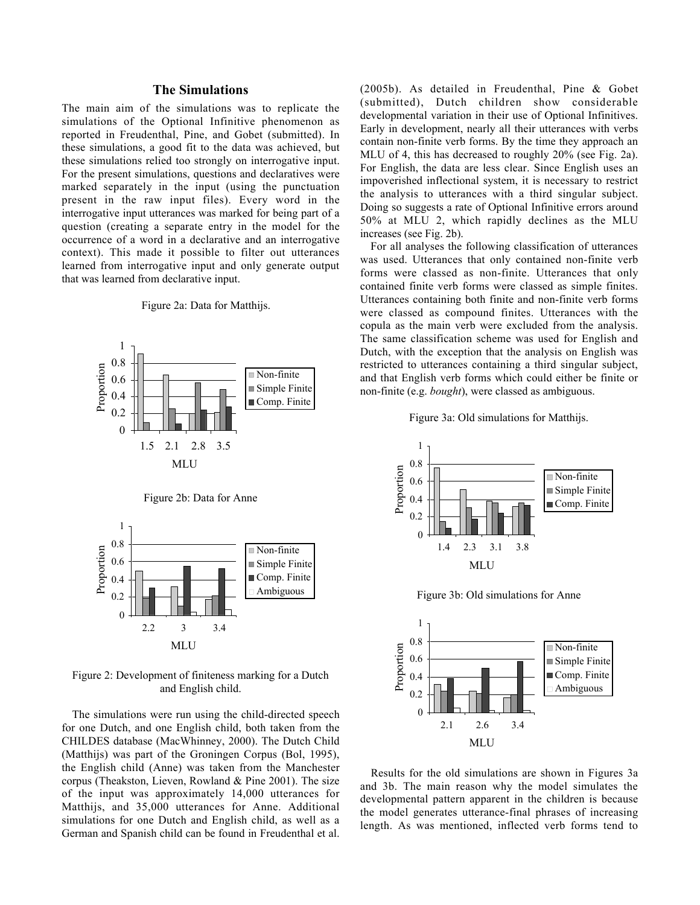## The Simulations

The main aim of the simulations was to replicate the simulations of the Optional Infinitive phenomenon as reported in Freudenthal, Pine, and Gobet (submitted). In these simulations, a good fit to the data was achieved, but these simulations relied too strongly on interrogative input. For the present simulations, questions and declaratives were marked separately in the input (using the punctuation present in the raw input files). Every word in the interrogative input utterances was marked for being part of a question (creating a separate entry in the model for the occurrence of a word in a declarative and an interrogative context). This made it possible to filter out utterances learned from interrogative input and only generate output that was learned from declarative input.

Figure 2a: Data for Matthijs.

Figure 2b: Data for Anne

Figure 2: Development of finiteness marking for a Dutch and English child.

The simulations were run using the child-directed speech for one Dutch, and one English child, both taken from the CHILDES database (MacWhinney, 2000). The Dutch Child (Matthijs) was part of the Groningen Corpus (Bol, 1995), the English child (Anne) was taken from the Manchester corpus (Theakston, Lieven, Rowland & Pine 2001). The size of the input was approximately 14,000 utterances for Matthijs, and 35,000 utterances for Anne. Additional simulations for one Dutch and English child, as well as a German and Spanish child can be found in Freudenthal et al. (2005b). As detailed in Freudenthal, Pine & Gobet (submitted), Dutch children show considerable developmental variation in their use of Optional Infinitives. Early in development, nearly all their utterances with verbs contain non-finite verb forms. By the time they approach an MLU of 4, this has decreased to roughly 20% (see Fig. 2a). For English, the data are less clear. Since English uses an impoverished inflectional system, it is necessary to restrict the analysis to utterances with a third singular subject. Doing so suggests a rate of Optional Infinitive errors around 50% at MLU 2, which rapidly declines as the MLU increases (see Fig. 2b).

For all analyses the following classification of utterances was used. Utterances that only contained non-finite verb forms were classed as non-finite. Utterances that only contained finite verb forms were classed as simple finites. Utterances containing both finite and non-finite verb forms were classed as compound finites. Utterances with the copula as the main verb were excluded from the analysis. The same classification scheme was used for English and Dutch, with the exception that the analysis on English was restricted to utterances containing a third singular subject, and that English verb forms which could either be finite or non-finite (e.g. *bought*), were classed as ambiguous.

Figure 3a: Old simulations for Matthijs.

Figure 3b: Old simulations for Anne

Results for the old simulations are shown in Figures 3a and 3b. The main reason why the model simulates the developmental pattern apparent in the children is because the model generates utterance-final phrases of increasing length. As was mentioned, inflected verb forms tend to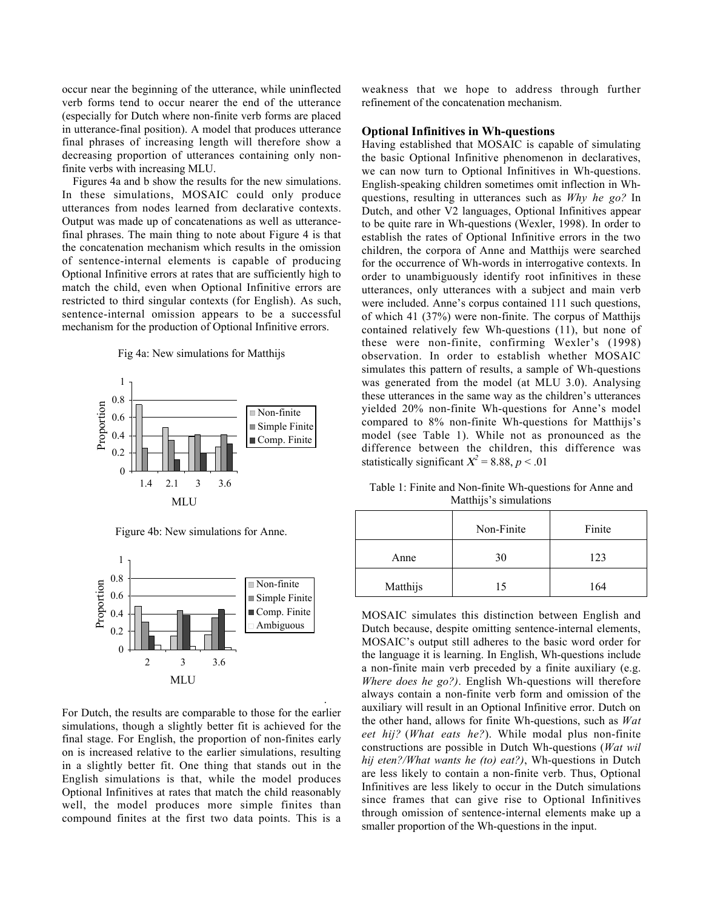occur near the beginning of the utterance, while uninflected verb forms tend to occur nearer the end of the utterance (especially for Dutch where non-finite verb forms are placed in utterance-final position). A model that produces utterance final phrases of increasing length will therefore show a decreasing proportion of utterances containing only non-finite verbs with increasing MLU.

Figures 4a and b show the results for the new simulations. In these simulations, MOSAIC could only produce utterances from nodes learned from declarative contexts. Output was made up of concatenations as well as utterance-final phrases. The main thing to note about Figure 4 is that the concatenation mechanism which results in the omission of sentence-internal elements is capable of producing Optional Infinitive errors at rates that are sufficiently high to match the child, even when Optional Infinitive errors are restricted to third singular contexts (for English). As such, sentence-internal omission appears to be a successful mechanism for the production of Optional Infinitive errors.

Fig 4a: New simulations for Matthijs

Figure 4b: New simulations for Anne.

For Dutch, the results are comparable to those for the earlier simulations, though a slightly better fit is achieved for the final stage. For English, the proportion of non-finites early on is increased relative to the earlier simulations, resulting in a slightly better fit. One thing that stands out in the English simulations is that, while the model produces Optional Infinitives at rates that match the child reasonably well, the model produces more simple finites than compound finites at the first two data points. This is a weakness that we hope to address through further refinement of the concatenation mechanism.

## Optional Infinitives in Wh-questions

Having established that MOSAIC is capable of simulating the basic Optional Infinitive phenomenon in declaratives, we can now turn to Optional Infinitives in Wh-questions. English-speaking children sometimes omit inflection in Wh-questions, resulting in utterances such as *Why he go?* In Dutch, and other V2 languages, Optional Infinitives appear to be quite rare in Wh-questions (Wexler, 1998). In order to establish the rates of Optional Infinitive errors in the two children, the corpora of Anne and Matthijs were searched for the occurrence of Wh-words in interrogative contexts. In order to unambiguously identify root infinitives in these utterances, only utterances with a subject and main verb were included. Anne's corpus contained 111 such questions, of which 41 (37%) were non-finite. The corpus of Matthijs contained relatively few Wh-questions (11), but none of these were non-finite, confirming Wexler's (1998) observation. In order to establish whether MOSAIC simulates this pattern of results, a sample of Wh-questions was generated from the model (at MLU 3.0). Analysing these utterances in the same way as the children's utterances yielded 20% non-finite Wh-questions for Anne's model compared to 8% non-finite Wh-questions for Matthijs's model (see Table 1). While not as pronounced as the difference between the children, this difference was statistically significant $X^2 = 8.88$, $p < .01$

Table 1: Finite and Non-finite Wh-questions for Anne and Matthijs's simulations

| | Non-Finite | Finite |
|---|---|---|
| Anne | 30 | 123 |
| Matthijs | 15 | 164 |

MOSAIC simulates this distinction between English and Dutch because, despite omitting sentence-internal elements, MOSAIC's output still adheres to the basic word order for the language it is learning. In English, Wh-questions include a non-finite main verb preceded by a finite auxiliary (e.g. *Where does he go?)*. English Wh-questions will therefore always contain a non-finite verb form and omission of the auxiliary will result in an Optional Infinitive error. Dutch on the other hand, allows for finite Wh-questions, such as *Wat eet hij?* (*What eats he?*). While modal plus non-finite constructions are possible in Dutch Wh-questions (*Wat wil hij eten?/What wants he (to) eat?)*, Wh-questions in Dutch are less likely to contain a non-finite verb. Thus, Optional Infinitives are less likely to occur in the Dutch simulations since frames that can give rise to Optional Infinitives through omission of sentence-internal elements make up a smaller proportion of the Wh-questions in the input.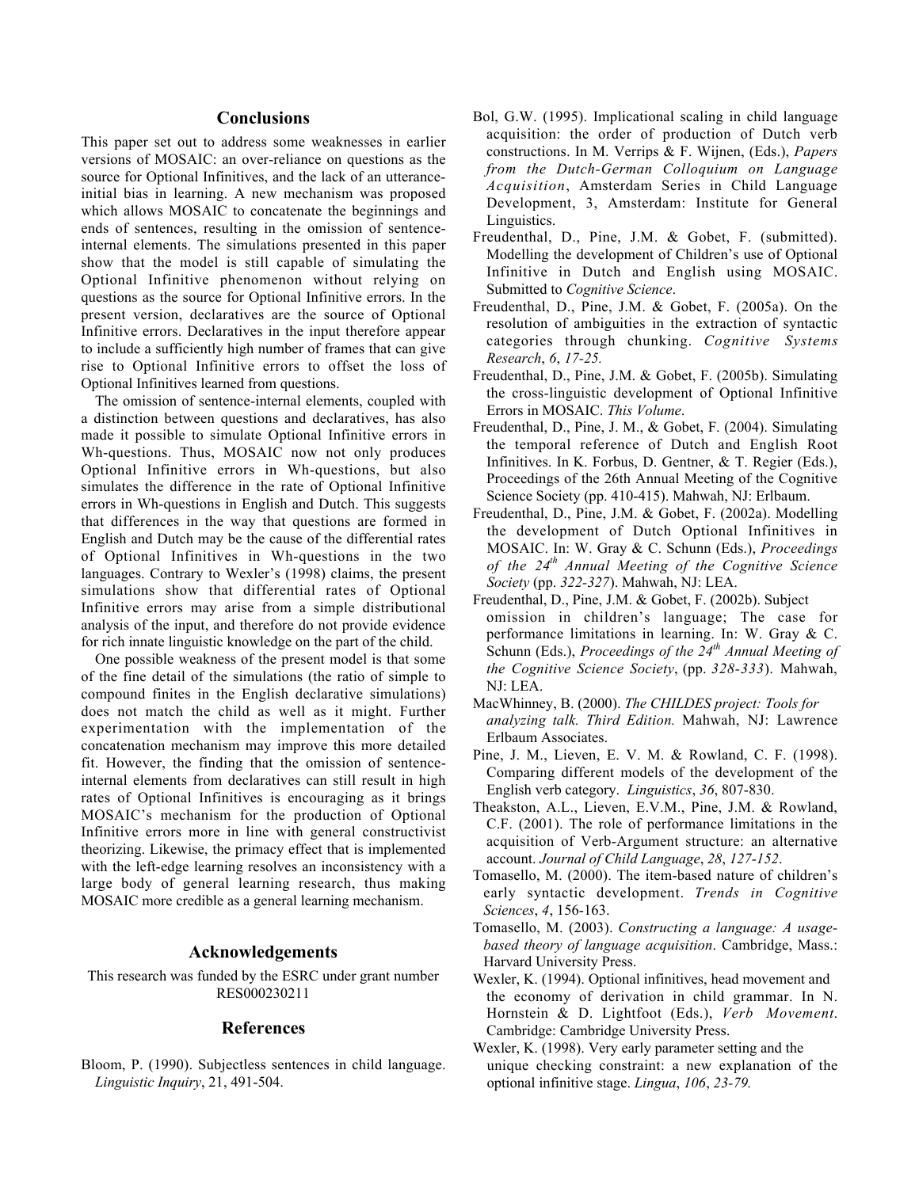## Conclusions

This paper set out to address some weaknesses in earlier versions of MOSAIC: an over-reliance on questions as the source for Optional Infinitives, and the lack of an utterance-initial bias in learning. A new mechanism was proposed which allows MOSAIC to concatenate the beginnings and ends of sentences, resulting in the omission of sentence-internal elements. The simulations presented in this paper show that the model is still capable of simulating the Optional Infinitive phenomenon without relying on questions as the source for Optional Infinitive errors. In the present version, declaratives are the source of Optional Infinitive errors. Declaratives in the input therefore appear to include a sufficiently high number of frames that can give rise to Optional Infinitive errors to offset the loss of Optional Infinitives learned from questions.

The omission of sentence-internal elements, coupled with a distinction between questions and declaratives, has also made it possible to simulate Optional Infinitive errors in Wh-questions. Thus, MOSAIC now not only produces Optional Infinitive errors in Wh-questions, but also simulates the difference in the rate of Optional Infinitive errors in Wh-questions in English and Dutch. This suggests that differences in the way that questions are formed in English and Dutch may be the cause of the differential rates of Optional Infinitives in Wh-questions in the two languages. Contrary to Wexler's (1998) claims, the present simulations show that differential rates of Optional Infinitive errors may arise from a simple distributional analysis of the input, and therefore do not provide evidence for rich innate linguistic knowledge on the part of the child.

One possible weakness of the present model is that some of the fine detail of the simulations (the ratio of simple to compound finites in the English declarative simulations) does not match the child as well as it might. Further experimentation with the implementation of the concatenation mechanism may improve this more detailed fit. However, the finding that the omission of sentence-internal elements from declaratives can still result in high rates of Optional Infinitives is encouraging as it brings MOSAIC's mechanism for the production of Optional Infinitive errors more in line with general constructivist theorizing. Likewise, the primacy effect that is implemented with the left-edge learning resolves an inconsistency with a large body of general learning research, thus making MOSAIC more credible as a general learning mechanism.

## Acknowledgements

This research was funded by the ESRC under grant number RES000230211

## References

Bloom, P. (1990). Subjectless sentences in child language. *Linguistic Inquiry*, 21, 491-504.

Bol, G.W. (1995). Implicational scaling in child language acquisition: the order of production of Dutch verb constructions. In M. Verrips & F. Wijnen, (Eds.), *Papers from the Dutch-German Colloquium on Language Acquisition*, Amsterdam Series in Child Language Development, 3, Amsterdam: Institute for General Linguistics.

Freudenthal, D., Pine, J.M. & Gobet, F. (submitted). Modelling the development of Children's use of Optional Infinitive in Dutch and English using MOSAIC. Submitted to *Cognitive Science*.

Freudenthal, D., Pine, J.M. & Gobet, F. (2005a). On the resolution of ambiguities in the extraction of syntactic categories through chunking. *Cognitive Systems Research*, *6*, *17-25.*

Freudenthal, D., Pine, J.M. & Gobet, F. (2005b). Simulating the cross-linguistic development of Optional Infinitive Errors in MOSAIC. *This Volume*.

Freudenthal, D., Pine, J. M., & Gobet, F. (2004). Simulating the temporal reference of Dutch and English Root Infinitives. In K. Forbus, D. Gentner, & T. Regier (Eds.), Proceedings of the 26th Annual Meeting of the Cognitive Science Society (pp. 410-415). Mahwah, NJ: Erlbaum.

Freudenthal, D., Pine, J.M. & Gobet, F. (2002a). Modelling the development of Dutch Optional Infinitives in MOSAIC. In: W. Gray & C. Schunn (Eds.), *Proceedings of the 24th Annual Meeting of the Cognitive Science Society* (pp. *322-327*). Mahwah, NJ: LEA.

Freudenthal, D., Pine, J.M. & Gobet, F. (2002b). Subject omission in children's language; The case for performance limitations in learning. In: W. Gray & C. Schunn (Eds.), *Proceedings of the 24th Annual Meeting of the Cognitive Science Society*, (pp. *328-333*). Mahwah, NJ: LEA.

MacWhinney, B. (2000). *The CHILDES project: Tools for analyzing talk. Third Edition.* Mahwah, NJ: Lawrence Erlbaum Associates.

Pine, J. M., Lieven, E. V. M. & Rowland, C. F. (1998). Comparing different models of the development of the English verb category. *Linguistics*, *36*, 807-830.

Theakston, A.L., Lieven, E.V.M., Pine, J.M. & Rowland, C.F. (2001). The role of performance limitations in the acquisition of Verb-Argument structure: an alternative account. *Journal of Child Language*, *28*, *127-152*.

Tomasello, M. (2000). The item-based nature of children's early syntactic development. *Trends in Cognitive Sciences*, *4*, 156-163.

Tomasello, M. (2003). *Constructing a language: A usage-based theory of language acquisition*. Cambridge, Mass.: Harvard University Press.

Wexler, K. (1994). Optional infinitives, head movement and the economy of derivation in child grammar. In N. Hornstein & D. Lightfoot (Eds.), *Verb Movement*. Cambridge: Cambridge University Press.

Wexler, K. (1998). Very early parameter setting and the unique checking constraint: a new explanation of the optional infinitive stage. *Lingua*, *106*, *23-79.*